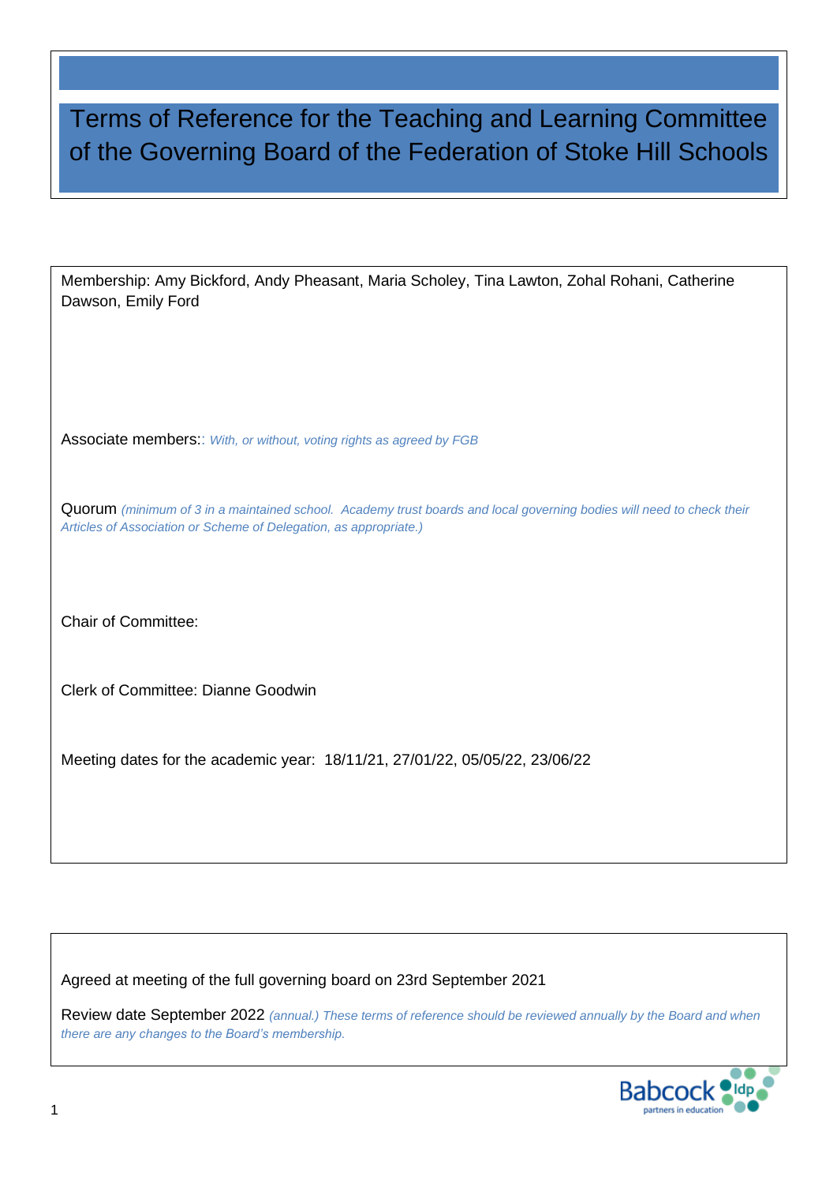# Terms of Reference for the Teaching and Learning Committee of the Governing Board of the Federation of Stoke Hill Schools

Membership: Amy Bickford, Andy Pheasant, Maria Scholey, Tina Lawton, Zohal Rohani, Catherine Dawson, Emily Ford

Associate members:: *With, or without, voting rights as agreed by FGB*

Quorum *(minimum of 3 in a maintained school. Academy trust boards and local governing bodies will need to check their Articles of Association or Scheme of Delegation, as appropriate.)*

Chair of Committee:

Clerk of Committee: Dianne Goodwin

Meeting dates for the academic year: 18/11/21, 27/01/22, 05/05/22, 23/06/22

Agreed at meeting of the full governing board on 23rd September 2021

Review date September 2022 *(annual.) These terms of reference should be reviewed annually by the Board and when there are any changes to the Board's membership.*

Babcock ldp partners in education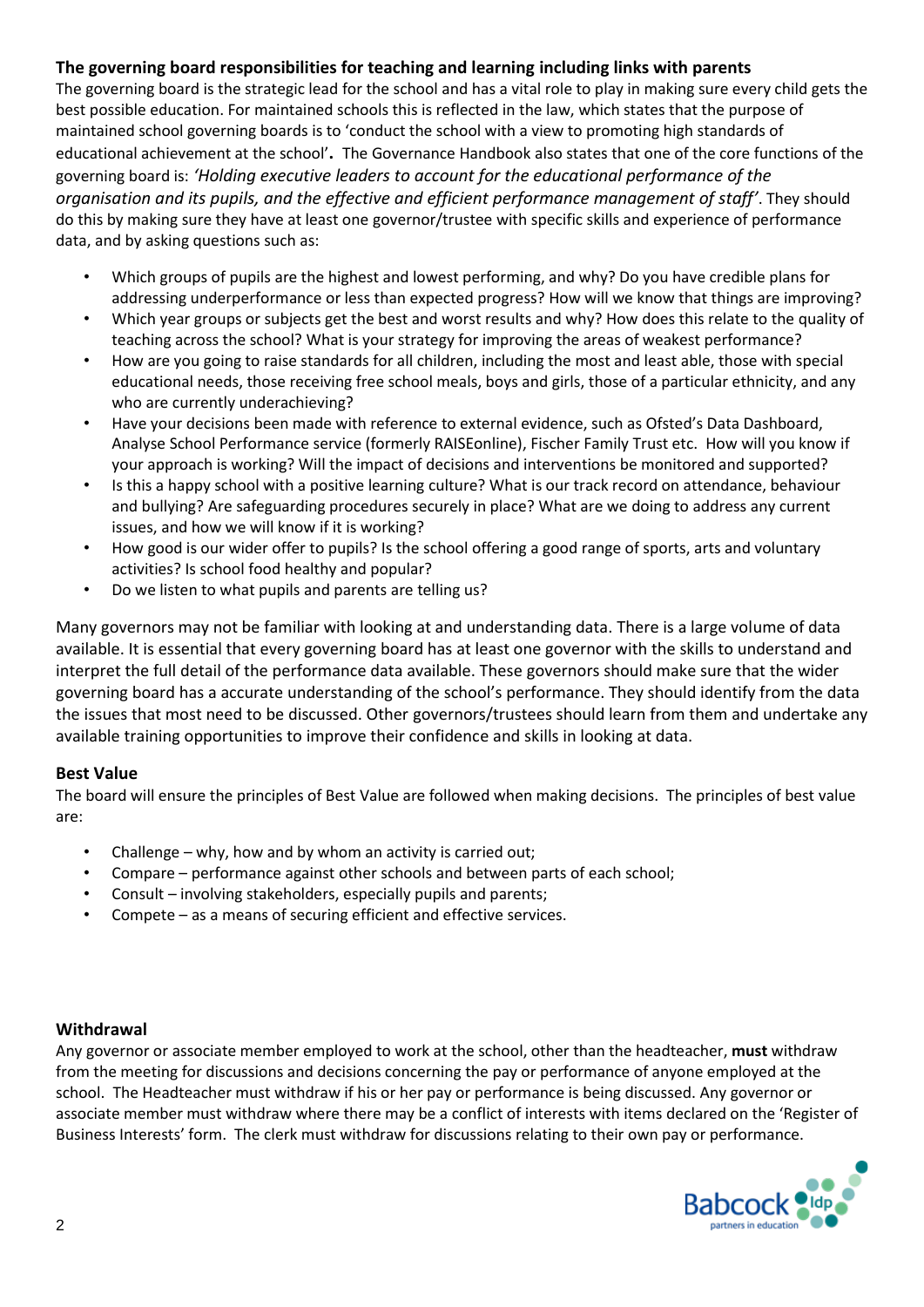### The governing board responsibilities for teaching and learning including links with parents

The governing board is the strategic lead for the school and has a vital role to play in making sure every child gets the best possible education. For maintained schools this is reflected in the law, which states that the purpose of maintained school governing boards is to 'conduct the school with a view to promoting high standards of educational achievement at the school'**.** The Governance Handbook also states that one of the core functions of the governing board is: *'Holding executive leaders to account for the educational performance of the organisation and its pupils, and the effective and efficient performance management of staff'*. They should do this by making sure they have at least one governor/trustee with specific skills and experience of performance data, and by asking questions such as:

- Which groups of pupils are the highest and lowest performing, and why? Do you have credible plans for addressing underperformance or less than expected progress? How will we know that things are improving?
- Which year groups or subjects get the best and worst results and why? How does this relate to the quality of teaching across the school? What is your strategy for improving the areas of weakest performance?
- How are you going to raise standards for all children, including the most and least able, those with special educational needs, those receiving free school meals, boys and girls, those of a particular ethnicity, and any who are currently underachieving?
- Have your decisions been made with reference to external evidence, such as Ofsted's Data Dashboard, Analyse School Performance service (formerly RAISEonline), Fischer Family Trust etc. How will you know if your approach is working? Will the impact of decisions and interventions be monitored and supported?
- Is this a happy school with a positive learning culture? What is our track record on attendance, behaviour and bullying? Are safeguarding procedures securely in place? What are we doing to address any current issues, and how we will know if it is working?
- How good is our wider offer to pupils? Is the school offering a good range of sports, arts and voluntary activities? Is school food healthy and popular?
- Do we listen to what pupils and parents are telling us?

Many governors may not be familiar with looking at and understanding data. There is a large volume of data available. It is essential that every governing board has at least one governor with the skills to understand and interpret the full detail of the performance data available. These governors should make sure that the wider governing board has a accurate understanding of the school's performance. They should identify from the data the issues that most need to be discussed. Other governors/trustees should learn from them and undertake any available training opportunities to improve their confidence and skills in looking at data.

### Best Value

The board will ensure the principles of Best Value are followed when making decisions. The principles of best value are:

- Challenge – why, how and by whom an activity is carried out;
- Compare – performance against other schools and between parts of each school;
- Consult – involving stakeholders, especially pupils and parents;
- Compete – as a means of securing efficient and effective services.

### Withdrawal

Any governor or associate member employed to work at the school, other than the headteacher, **must** withdraw from the meeting for discussions and decisions concerning the pay or performance of anyone employed at the school. The Headteacher must withdraw if his or her pay or performance is being discussed. Any governor or associate member must withdraw where there may be a conflict of interests with items declared on the 'Register of Business Interests' form. The clerk must withdraw for discussions relating to their own pay or performance.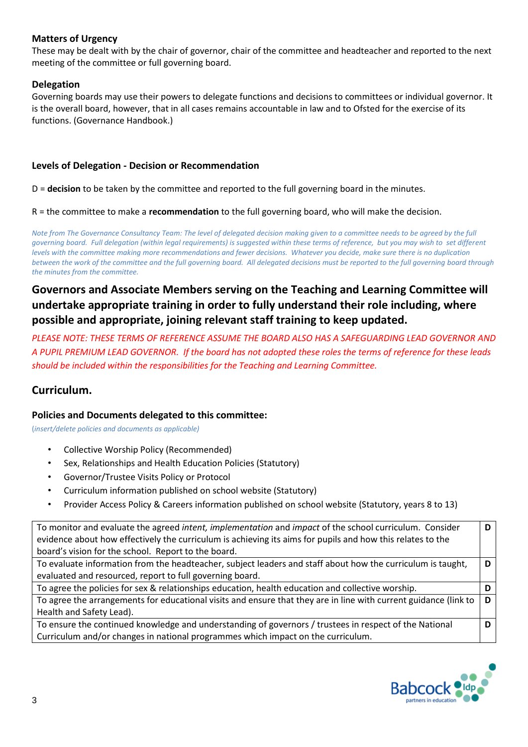### Matters of Urgency

These may be dealt with by the chair of governor, chair of the committee and headteacher and reported to the next meeting of the committee or full governing board.

### Delegation

Governing boards may use their powers to delegate functions and decisions to committees or individual governor. It is the overall board, however, that in all cases remains accountable in law and to Ofsted for the exercise of its functions. (Governance Handbook.)

### Levels of Delegation - Decision or Recommendation

D = **decision** to be taken by the committee and reported to the full governing board in the minutes.

R = the committee to make a **recommendation** to the full governing board, who will make the decision.

*Note from The Governance Consultancy Team: The level of delegated decision making given to a committee needs to be agreed by the full governing board. Full delegation (within legal requirements) is suggested within these terms of reference, but you may wish to set different levels with the committee making more recommendations and fewer decisions. Whatever you decide, make sure there is no duplication between the work of the committee and the full governing board. All delegated decisions must be reported to the full governing board through the minutes from the committee.*

## Governors and Associate Members serving on the Teaching and Learning Committee will undertake appropriate training in order to fully understand their role including, where possible and appropriate, joining relevant staff training to keep updated.

*PLEASE NOTE: THESE TERMS OF REFERENCE ASSUME THE BOARD ALSO HAS A SAFEGUARDING LEAD GOVERNOR AND A PUPIL PREMIUM LEAD GOVERNOR. If the board has not adopted these roles the terms of reference for these leads should be included within the responsibilities for the Teaching and Learning Committee.*

## Curriculum.

### Policies and Documents delegated to this committee:

*(insert/delete policies and documents as applicable)*

- Collective Worship Policy (Recommended)
- Sex, Relationships and Health Education Policies (Statutory)
- Governor/Trustee Visits Policy or Protocol
- Curriculum information published on school website (Statutory)
- Provider Access Policy & Careers information published on school website (Statutory, years 8 to 13)

| | |
|---|---|
| To monitor and evaluate the agreed *intent, implementation* and *impact* of the school curriculum. Consider evidence about how effectively the curriculum is achieving its aims for pupils and how this relates to the board's vision for the school. Report to the board. | **D** |
| To evaluate information from the headteacher, subject leaders and staff about how the curriculum is taught, evaluated and resourced, report to full governing board. | **D** |
| To agree the policies for sex & relationships education, health education and collective worship. | **D** |
| To agree the arrangements for educational visits and ensure that they are in line with current guidance (link to Health and Safety Lead). | **D** |
| To ensure the continued knowledge and understanding of governors / trustees in respect of the National Curriculum and/or changes in national programmes which impact on the curriculum. | **D** |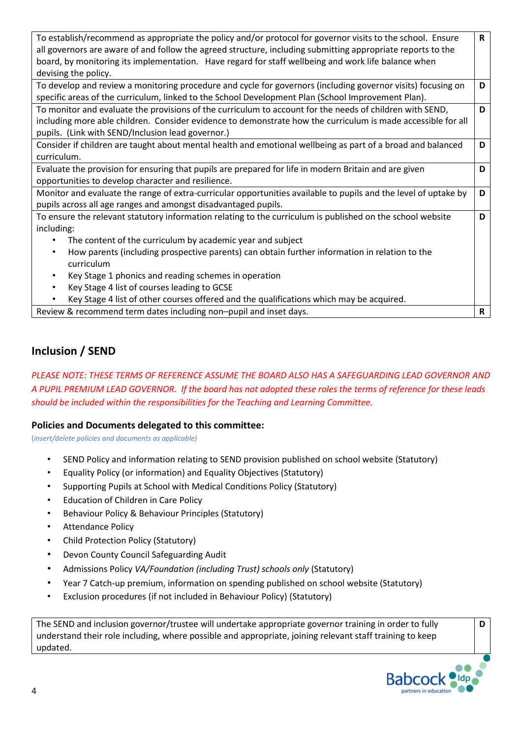| | |
|---|---|
| To establish/recommend as appropriate the policy and/or protocol for governor visits to the school. Ensure all governors are aware of and follow the agreed structure, including submitting appropriate reports to the board, by monitoring its implementation. Have regard for staff wellbeing and work life balance when devising the policy. | **R** |
| To develop and review a monitoring procedure and cycle for governors (including governor visits) focusing on specific areas of the curriculum, linked to the School Development Plan (School Improvement Plan). | **D** |
| To monitor and evaluate the provisions of the curriculum to account for the needs of children with SEND, including more able children. Consider evidence to demonstrate how the curriculum is made accessible for all pupils. (Link with SEND/Inclusion lead governor.) | **D** |
| Consider if children are taught about mental health and emotional wellbeing as part of a broad and balanced curriculum. | **D** |
| Evaluate the provision for ensuring that pupils are prepared for life in modern Britain and are given opportunities to develop character and resilience. | **D** |
| Monitor and evaluate the range of extra-curricular opportunities available to pupils and the level of uptake by pupils across all age ranges and amongst disadvantaged pupils. | **D** |
| To ensure the relevant statutory information relating to the curriculum is published on the school website including:<br>• The content of the curriculum by academic year and subject<br>• How parents (including prospective parents) can obtain further information in relation to the curriculum<br>• Key Stage 1 phonics and reading schemes in operation<br>• Key Stage 4 list of courses leading to GCSE<br>• Key Stage 4 list of other courses offered and the qualifications which may be acquired. | **D** |
| Review & recommend term dates including non–pupil and inset days. | **R** |

## Inclusion / SEND

*PLEASE NOTE: THESE TERMS OF REFERENCE ASSUME THE BOARD ALSO HAS A SAFEGUARDING LEAD GOVERNOR AND A PUPIL PREMIUM LEAD GOVERNOR. If the board has not adopted these roles the terms of reference for these leads should be included within the responsibilities for the Teaching and Learning Committee.*

### Policies and Documents delegated to this committee:

(*insert/delete policies and documents as applicable)*

- SEND Policy and information relating to SEND provision published on school website (Statutory)
- Equality Policy (or information) and Equality Objectives (Statutory)
- Supporting Pupils at School with Medical Conditions Policy (Statutory)
- Education of Children in Care Policy
- Behaviour Policy & Behaviour Principles (Statutory)
- Attendance Policy
- Child Protection Policy (Statutory)
- Devon County Council Safeguarding Audit
- Admissions Policy *VA/Foundation (including Trust) schools only* (Statutory)
- Year 7 Catch-up premium, information on spending published on school website (Statutory)
- Exclusion procedures (if not included in Behaviour Policy) (Statutory)

| | |
|---|---|
| The SEND and inclusion governor/trustee will undertake appropriate governor training in order to fully understand their role including, where possible and appropriate, joining relevant staff training to keep updated. | **D** |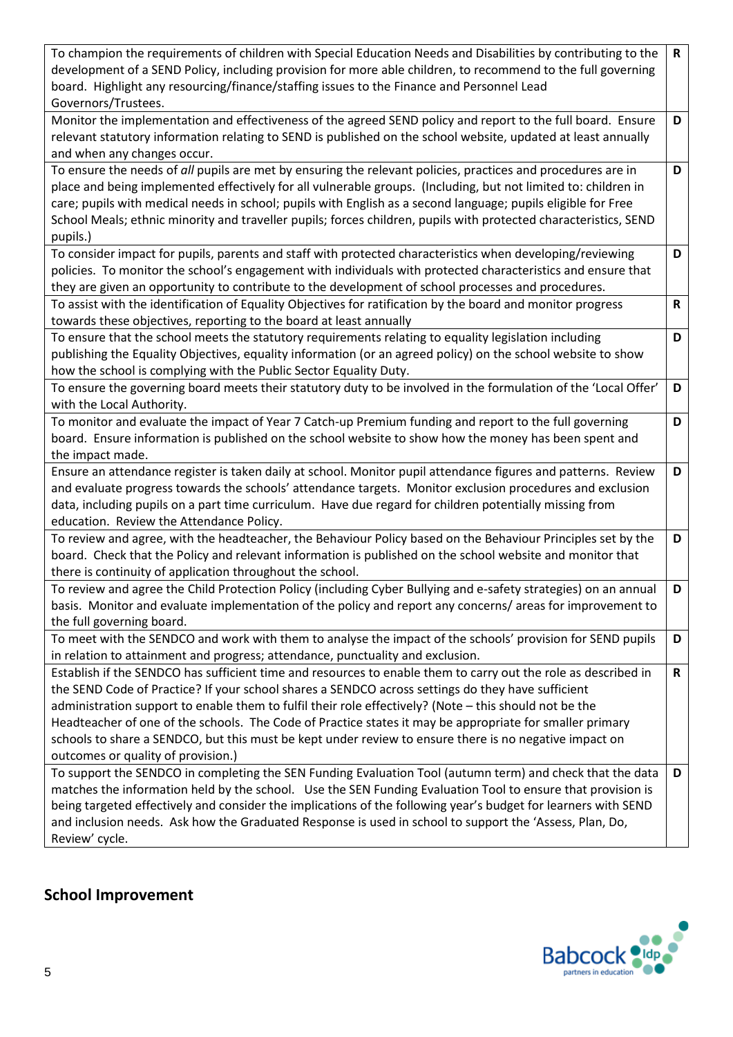| | |
|---|---|
| To champion the requirements of children with Special Education Needs and Disabilities by contributing to the development of a SEND Policy, including provision for more able children, to recommend to the full governing board. Highlight any resourcing/finance/staffing issues to the Finance and Personnel Lead Governors/Trustees. | **R** |
| Monitor the implementation and effectiveness of the agreed SEND policy and report to the full board. Ensure relevant statutory information relating to SEND is published on the school website, updated at least annually and when any changes occur. | **D** |
| To ensure the needs of *all* pupils are met by ensuring the relevant policies, practices and procedures are in place and being implemented effectively for all vulnerable groups. (Including, but not limited to: children in care; pupils with medical needs in school; pupils with English as a second language; pupils eligible for Free School Meals; ethnic minority and traveller pupils; forces children, pupils with protected characteristics, SEND pupils.) | **D** |
| To consider impact for pupils, parents and staff with protected characteristics when developing/reviewing policies. To monitor the school's engagement with individuals with protected characteristics and ensure that they are given an opportunity to contribute to the development of school processes and procedures. | **D** |
| To assist with the identification of Equality Objectives for ratification by the board and monitor progress towards these objectives, reporting to the board at least annually | **R** |
| To ensure that the school meets the statutory requirements relating to equality legislation including publishing the Equality Objectives, equality information (or an agreed policy) on the school website to show how the school is complying with the Public Sector Equality Duty. | **D** |
| To ensure the governing board meets their statutory duty to be involved in the formulation of the 'Local Offer' with the Local Authority. | **D** |
| To monitor and evaluate the impact of Year 7 Catch-up Premium funding and report to the full governing board. Ensure information is published on the school website to show how the money has been spent and the impact made. | **D** |
| Ensure an attendance register is taken daily at school. Monitor pupil attendance figures and patterns. Review and evaluate progress towards the schools' attendance targets. Monitor exclusion procedures and exclusion data, including pupils on a part time curriculum. Have due regard for children potentially missing from education. Review the Attendance Policy. | **D** |
| To review and agree, with the headteacher, the Behaviour Policy based on the Behaviour Principles set by the board. Check that the Policy and relevant information is published on the school website and monitor that there is continuity of application throughout the school. | **D** |
| To review and agree the Child Protection Policy (including Cyber Bullying and e-safety strategies) on an annual basis. Monitor and evaluate implementation of the policy and report any concerns/ areas for improvement to the full governing board. | **D** |
| To meet with the SENDCO and work with them to analyse the impact of the schools' provision for SEND pupils in relation to attainment and progress; attendance, punctuality and exclusion. | **D** |
| Establish if the SENDCO has sufficient time and resources to enable them to carry out the role as described in the SEND Code of Practice? If your school shares a SENDCO across settings do they have sufficient administration support to enable them to fulfil their role effectively? (Note – this should not be the Headteacher of one of the schools. The Code of Practice states it may be appropriate for smaller primary schools to share a SENDCO, but this must be kept under review to ensure there is no negative impact on outcomes or quality of provision.) | **R** |
| To support the SENDCO in completing the SEN Funding Evaluation Tool (autumn term) and check that the data matches the information held by the school. Use the SEN Funding Evaluation Tool to ensure that provision is being targeted effectively and consider the implications of the following year's budget for learners with SEND and inclusion needs. Ask how the Graduated Response is used in school to support the 'Assess, Plan, Do, Review' cycle. | **D** |

## School Improvement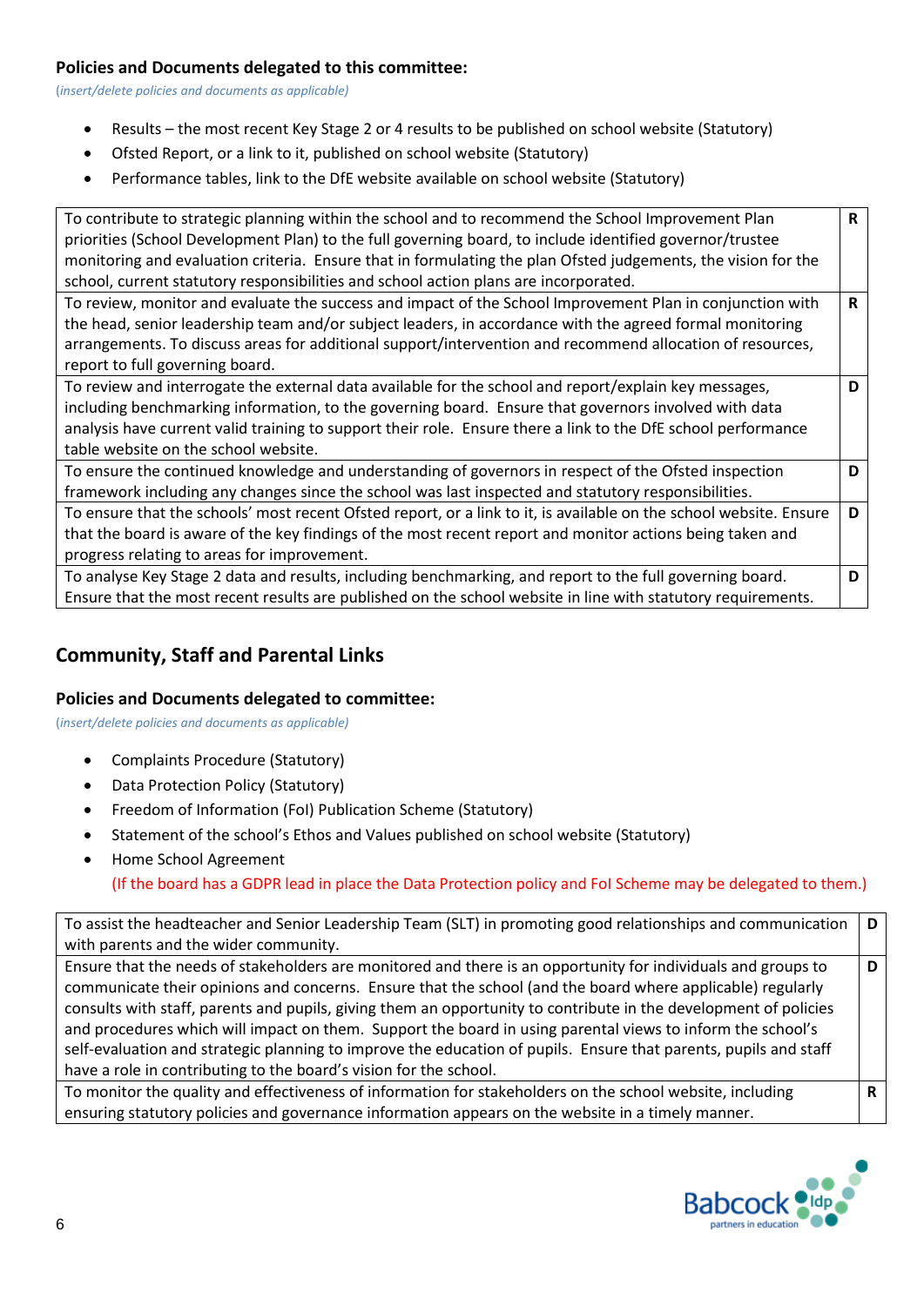**Policies and Documents delegated to this committee:**

*(insert/delete policies and documents as applicable)*

- Results – the most recent Key Stage 2 or 4 results to be published on school website (Statutory)
- Ofsted Report, or a link to it, published on school website (Statutory)
- Performance tables, link to the DfE website available on school website (Statutory)

| | |
|---|---|
| To contribute to strategic planning within the school and to recommend the School Improvement Plan priorities (School Development Plan) to the full governing board, to include identified governor/trustee monitoring and evaluation criteria. Ensure that in formulating the plan Ofsted judgements, the vision for the school, current statutory responsibilities and school action plans are incorporated. | **R** |
| To review, monitor and evaluate the success and impact of the School Improvement Plan in conjunction with the head, senior leadership team and/or subject leaders, in accordance with the agreed formal monitoring arrangements. To discuss areas for additional support/intervention and recommend allocation of resources, report to full governing board. | **R** |
| To review and interrogate the external data available for the school and report/explain key messages, including benchmarking information, to the governing board. Ensure that governors involved with data analysis have current valid training to support their role. Ensure there a link to the DfE school performance table website on the school website. | **D** |
| To ensure the continued knowledge and understanding of governors in respect of the Ofsted inspection framework including any changes since the school was last inspected and statutory responsibilities. | **D** |
| To ensure that the schools' most recent Ofsted report, or a link to it, is available on the school website. Ensure that the board is aware of the key findings of the most recent report and monitor actions being taken and progress relating to areas for improvement. | **D** |
| To analyse Key Stage 2 data and results, including benchmarking, and report to the full governing board. Ensure that the most recent results are published on the school website in line with statutory requirements. | **D** |

## Community, Staff and Parental Links

**Policies and Documents delegated to committee:**

*(insert/delete policies and documents as applicable)*

- Complaints Procedure (Statutory)
- Data Protection Policy (Statutory)
- Freedom of Information (FoI) Publication Scheme (Statutory)
- Statement of the school's Ethos and Values published on school website (Statutory)
- Home School Agreement

  (If the board has a GDPR lead in place the Data Protection policy and FoI Scheme may be delegated to them.)

| | |
|---|---|
| To assist the headteacher and Senior Leadership Team (SLT) in promoting good relationships and communication with parents and the wider community. | **D** |
| Ensure that the needs of stakeholders are monitored and there is an opportunity for individuals and groups to communicate their opinions and concerns. Ensure that the school (and the board where applicable) regularly consults with staff, parents and pupils, giving them an opportunity to contribute in the development of policies and procedures which will impact on them. Support the board in using parental views to inform the school's self-evaluation and strategic planning to improve the education of pupils. Ensure that parents, pupils and staff have a role in contributing to the board's vision for the school. | **D** |
| To monitor the quality and effectiveness of information for stakeholders on the school website, including ensuring statutory policies and governance information appears on the website in a timely manner. | **R** |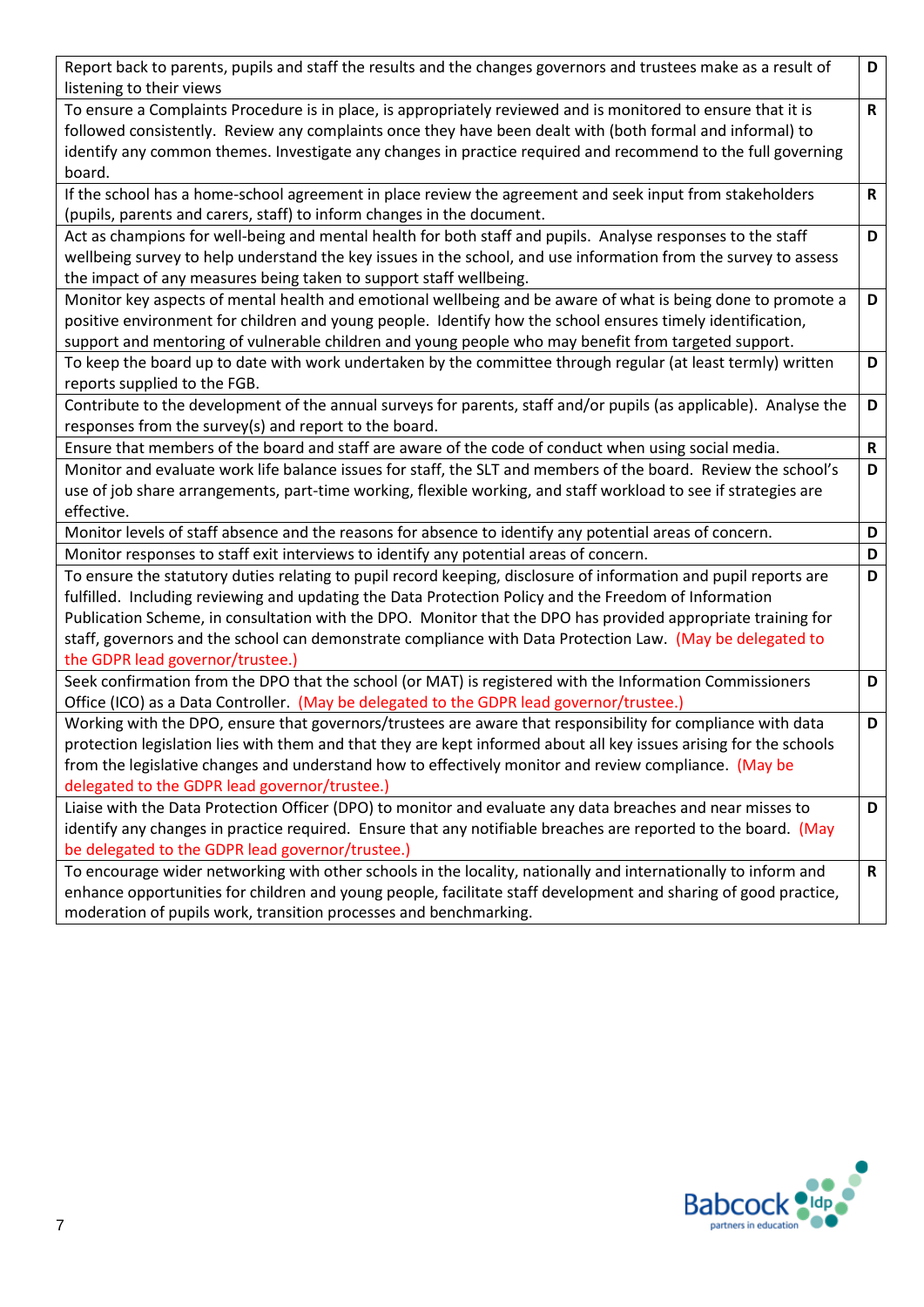| | |
|---|---|
| Report back to parents, pupils and staff the results and the changes governors and trustees make as a result of listening to their views | **D** |
| To ensure a Complaints Procedure is in place, is appropriately reviewed and is monitored to ensure that it is followed consistently. Review any complaints once they have been dealt with (both formal and informal) to identify any common themes. Investigate any changes in practice required and recommend to the full governing board. | **R** |
| If the school has a home-school agreement in place review the agreement and seek input from stakeholders (pupils, parents and carers, staff) to inform changes in the document. | **R** |
| Act as champions for well-being and mental health for both staff and pupils. Analyse responses to the staff wellbeing survey to help understand the key issues in the school, and use information from the survey to assess the impact of any measures being taken to support staff wellbeing. | **D** |
| Monitor key aspects of mental health and emotional wellbeing and be aware of what is being done to promote a positive environment for children and young people. Identify how the school ensures timely identification, support and mentoring of vulnerable children and young people who may benefit from targeted support. | **D** |
| To keep the board up to date with work undertaken by the committee through regular (at least termly) written reports supplied to the FGB. | **D** |
| Contribute to the development of the annual surveys for parents, staff and/or pupils (as applicable). Analyse the responses from the survey(s) and report to the board. | **D** |
| Ensure that members of the board and staff are aware of the code of conduct when using social media. | **R** |
| Monitor and evaluate work life balance issues for staff, the SLT and members of the board. Review the school's use of job share arrangements, part-time working, flexible working, and staff workload to see if strategies are effective. | **D** |
| Monitor levels of staff absence and the reasons for absence to identify any potential areas of concern. | **D** |
| Monitor responses to staff exit interviews to identify any potential areas of concern. | **D** |
| To ensure the statutory duties relating to pupil record keeping, disclosure of information and pupil reports are fulfilled. Including reviewing and updating the Data Protection Policy and the Freedom of Information Publication Scheme, in consultation with the DPO. Monitor that the DPO has provided appropriate training for staff, governors and the school can demonstrate compliance with Data Protection Law. (May be delegated to the GDPR lead governor/trustee.) | **D** |
| Seek confirmation from the DPO that the school (or MAT) is registered with the Information Commissioners Office (ICO) as a Data Controller. (May be delegated to the GDPR lead governor/trustee.) | **D** |
| Working with the DPO, ensure that governors/trustees are aware that responsibility for compliance with data protection legislation lies with them and that they are kept informed about all key issues arising for the schools from the legislative changes and understand how to effectively monitor and review compliance. (May be delegated to the GDPR lead governor/trustee.) | **D** |
| Liaise with the Data Protection Officer (DPO) to monitor and evaluate any data breaches and near misses to identify any changes in practice required. Ensure that any notifiable breaches are reported to the board. (May be delegated to the GDPR lead governor/trustee.) | **D** |
| To encourage wider networking with other schools in the locality, nationally and internationally to inform and enhance opportunities for children and young people, facilitate staff development and sharing of good practice, moderation of pupils work, transition processes and benchmarking. | **R** |

Babcock ldp partners in education